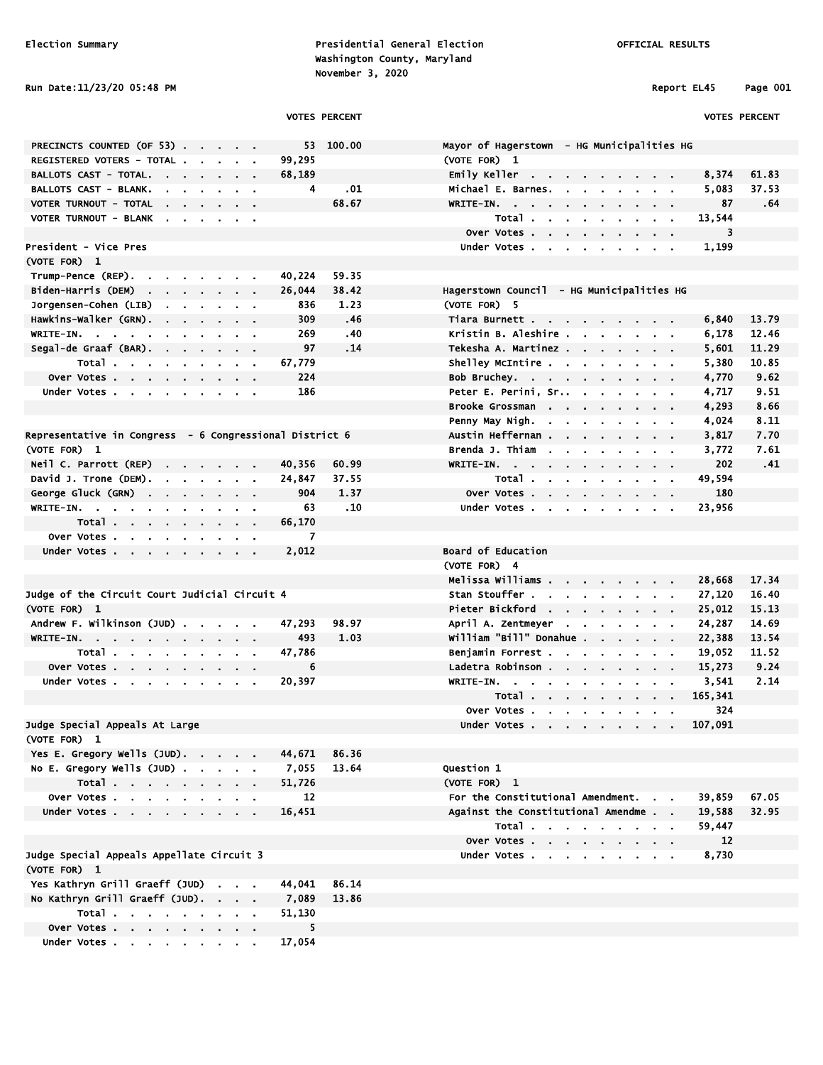Election Summary

Presidential General Election
Washington County, Maryland
November 3, 2020

OFFICIAL RESULTS

Run Date:11/23/20 05:48 PM

Report EL45

| | VOTES | PERCENT |
|---|---|---|
| PRECINCTS COUNTED (OF 53) | 53 | 100.00 |
| REGISTERED VOTERS - TOTAL | 99,295 | |
| BALLOTS CAST - TOTAL. | 68,189 | |
| BALLOTS CAST - BLANK. | 4 | .01 |
| VOTER TURNOUT - TOTAL | | 68.67 |
| VOTER TURNOUT - BLANK | | |

## President - Vice Pres

(VOTE FOR) 1

| | VOTES | PERCENT |
|---|---|---|
| Trump-Pence (REP). | 40,224 | 59.35 |
| Biden-Harris (DEM) | 26,044 | 38.42 |
| Jorgensen-Cohen (LIB) | 836 | 1.23 |
| Hawkins-Walker (GRN). | 309 | .46 |
| WRITE-IN. | 269 | .40 |
| Segal-de Graaf (BAR). | 97 | .14 |
| Total | 67,779 | |
| Over Votes | 224 | |
| Under Votes | 186 | |

## Representative in Congress - 6 Congressional District 6

(VOTE FOR) 1

| | VOTES | PERCENT |
|---|---|---|
| Neil C. Parrott (REP) | 40,356 | 60.99 |
| David J. Trone (DEM). | 24,847 | 37.55 |
| George Gluck (GRN) | 904 | 1.37 |
| WRITE-IN. | 63 | .10 |
| Total | 66,170 | |
| Over Votes | 7 | |
| Under Votes | 2,012 | |

## Judge of the Circuit Court Judicial Circuit 4

(VOTE FOR) 1

| | VOTES | PERCENT |
|---|---|---|
| Andrew F. Wilkinson (JUD) | 47,293 | 98.97 |
| WRITE-IN. | 493 | 1.03 |
| Total | 47,786 | |
| Over Votes | 6 | |
| Under Votes | 20,397 | |

## Judge Special Appeals At Large

(VOTE FOR) 1

| | VOTES | PERCENT |
|---|---|---|
| Yes E. Gregory Wells (JUD). | 44,671 | 86.36 |
| No E. Gregory Wells (JUD) | 7,055 | 13.64 |
| Total | 51,726 | |
| Over Votes | 12 | |
| Under Votes | 16,451 | |

## Judge Special Appeals Appellate Circuit 3

(VOTE FOR) 1

| | VOTES | PERCENT |
|---|---|---|
| Yes Kathryn Grill Graeff (JUD) | 44,041 | 86.14 |
| No Kathryn Grill Graeff (JUD). | 7,089 | 13.86 |
| Total | 51,130 | |
| Over Votes | 5 | |
| Under Votes | 17,054 | |

## Mayor of Hagerstown - HG Municipalities HG

(VOTE FOR) 1

| | VOTES | PERCENT |
|---|---|---|
| Emily Keller | 8,374 | 61.83 |
| Michael E. Barnes. | 5,083 | 37.53 |
| WRITE-IN. | 87 | .64 |
| Total | 13,544 | |
| Over Votes | 3 | |
| Under Votes | 1,199 | |

## Hagerstown Council - HG Municipalities HG

(VOTE FOR) 5

| | VOTES | PERCENT |
|---|---|---|
| Tiara Burnett | 6,840 | 13.79 |
| Kristin B. Aleshire | 6,178 | 12.46 |
| Tekesha A. Martinez | 5,601 | 11.29 |
| Shelley McIntire | 5,380 | 10.85 |
| Bob Bruchey. | 4,770 | 9.62 |
| Peter E. Perini, Sr. | 4,717 | 9.51 |
| Brooke Grossman | 4,293 | 8.66 |
| Penny May Nigh. | 4,024 | 8.11 |
| Austin Heffernan | 3,817 | 7.70 |
| Brenda J. Thiam | 3,772 | 7.61 |
| WRITE-IN. | 202 | .41 |
| Total | 49,594 | |
| Over Votes | 180 | |
| Under Votes | 23,956 | |

## Board of Education

(VOTE FOR) 4

| | VOTES | PERCENT |
|---|---|---|
| Melissa Williams | 28,668 | 17.34 |
| Stan Stouffer | 27,120 | 16.40 |
| Pieter Bickford | 25,012 | 15.13 |
| April A. Zentmeyer | 24,287 | 14.69 |
| William "Bill" Donahue | 22,388 | 13.54 |
| Benjamin Forrest | 19,052 | 11.52 |
| Ladetra Robinson | 15,273 | 9.24 |
| WRITE-IN. | 3,541 | 2.14 |
| Total | 165,341 | |
| Over Votes | 324 | |
| Under Votes | 107,091 | |

## Question 1

(VOTE FOR) 1

| | VOTES | PERCENT |
|---|---|---|
| For the Constitutional Amendment. | 39,859 | 67.05 |
| Against the Constitutional Amendme | 19,588 | 32.95 |
| Total | 59,447 | |
| Over Votes | 12 | |
| Under Votes | 8,730 | |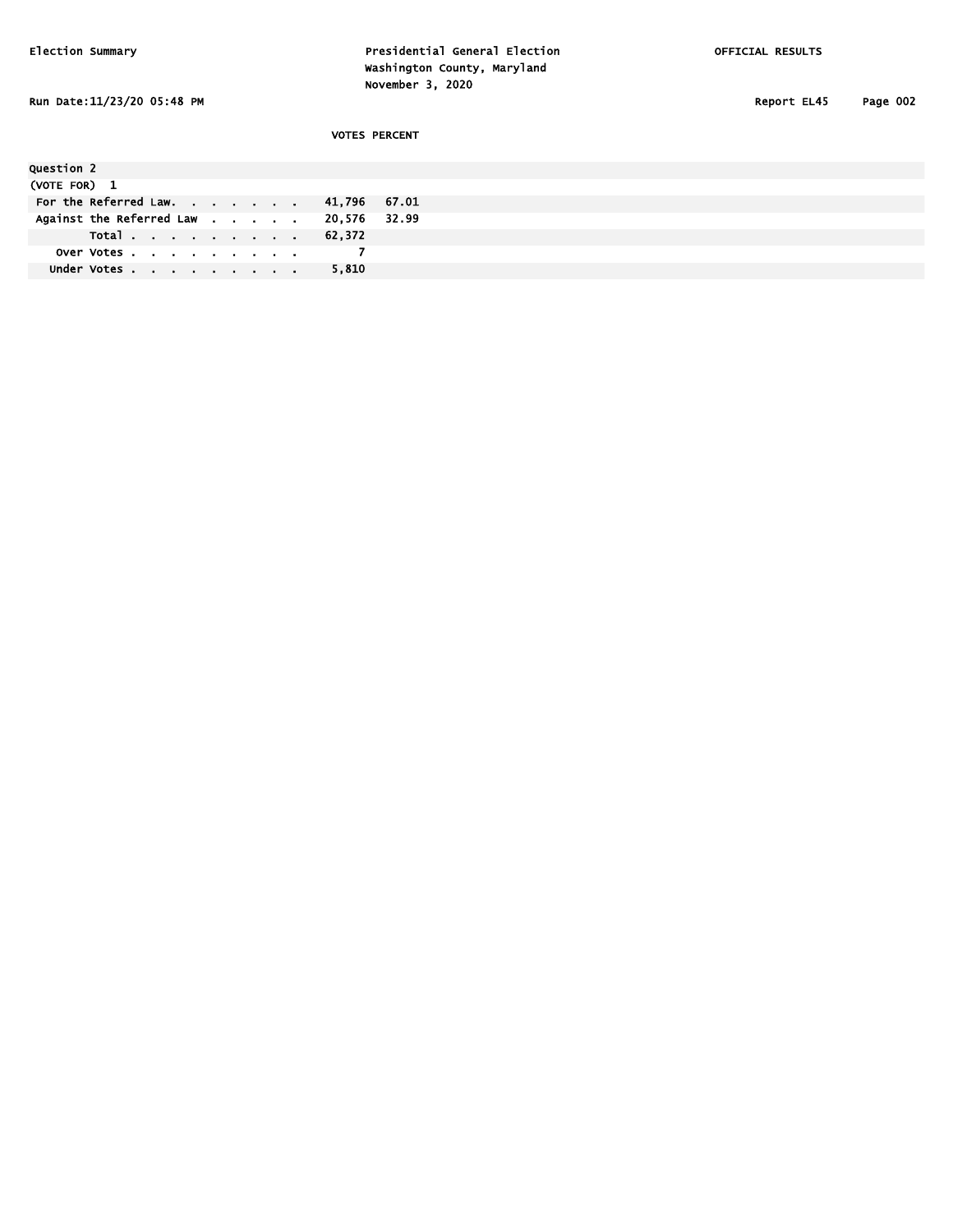Question 2

(VOTE FOR) 1

| | VOTES | PERCENT |
|---|---|---|
| For the Referred Law | 41,796 | 67.01 |
| Against the Referred Law | 20,576 | 32.99 |
| Total | 62,372 | |
| Over Votes | 7 | |
| Under Votes | 5,810 | |